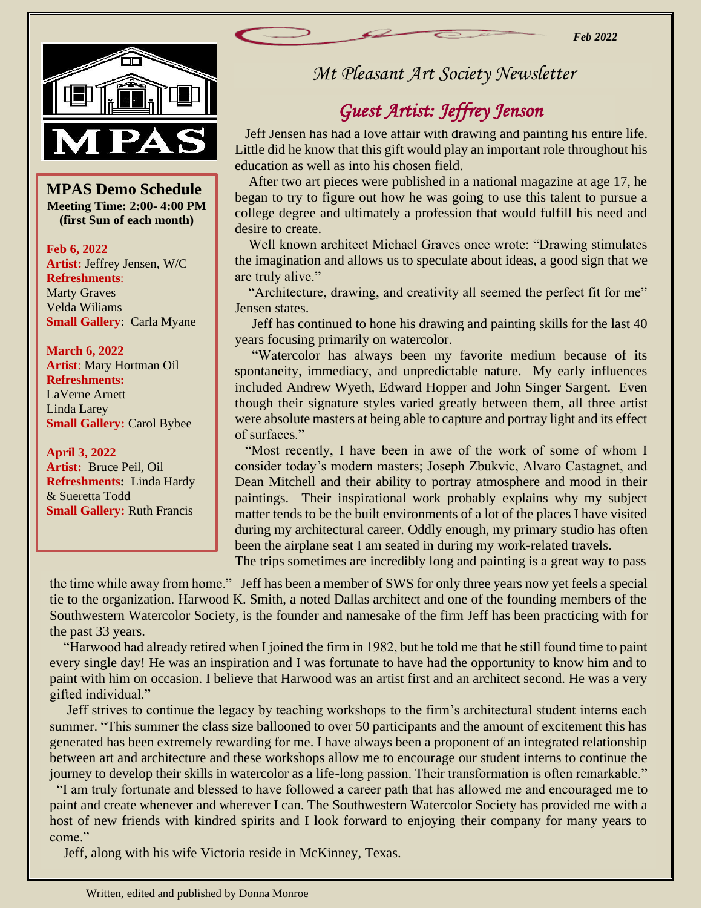Feb 2022

# Mt Pleasant Art Society Newsletter

## Guest Artist: Jeffrey Jenson

Jeff Jensen has had a love affair with drawing and painting his entire life. Little did he know that this gift would play an important role throughout his education as well as into his chosen field.

After two art pieces were published in a national magazine at age 17, he began to try to figure out how he was going to use this talent to pursue a college degree and ultimately a profession that would fulfill his need and desire to create.

Well known architect Michael Graves once wrote: "Drawing stimulates the imagination and allows us to speculate about ideas, a good sign that we are truly alive."

"Architecture, drawing, and creativity all seemed the perfect fit for me" Jensen states.

Jeff has continued to hone his drawing and painting skills for the last 40 years focusing primarily on watercolor.

"Watercolor has always been my favorite medium because of its spontaneity, immediacy, and unpredictable nature. My early influences included Andrew Wyeth, Edward Hopper and John Singer Sargent. Even though their signature styles varied greatly between them, all three artist were absolute masters at being able to capture and portray light and its effect of surfaces."

"Most recently, I have been in awe of the work of some of whom I consider today's modern masters; Joseph Zbukvic, Alvaro Castagnet, and Dean Mitchell and their ability to portray atmosphere and mood in their paintings. Their inspirational work probably explains why my subject matter tends to be the built environments of a lot of the places I have visited during my architectural career. Oddly enough, my primary studio has often been the airplane seat I am seated in during my work-related travels. The trips sometimes are incredibly long and painting is a great way to pass the time while away from home." Jeff has been a member of SWS for only three years now yet feels a special tie to the organization. Harwood K. Smith, a noted Dallas architect and one of the founding members of the Southwestern Watercolor Society, is the founder and namesake of the firm Jeff has been practicing with for the past 33 years.

"Harwood had already retired when I joined the firm in 1982, but he told me that he still found time to paint every single day! He was an inspiration and I was fortunate to have had the opportunity to know him and to paint with him on occasion. I believe that Harwood was an artist first and an architect second. He was a very gifted individual."

Jeff strives to continue the legacy by teaching workshops to the firm's architectural student interns each summer. "This summer the class size ballooned to over 50 participants and the amount of excitement this has generated has been extremely rewarding for me. I have always been a proponent of an integrated relationship between art and architecture and these workshops allow me to encourage our student interns to continue the journey to develop their skills in watercolor as a life-long passion. Their transformation is often remarkable."

"I am truly fortunate and blessed to have followed a career path that has allowed me and encouraged me to paint and create whenever and wherever I can. The Southwestern Watercolor Society has provided me with a host of new friends with kindred spirits and I look forward to enjoying their company for many years to come."

Jeff, along with his wife Victoria reside in McKinney, Texas.

---

**MPAS**

### MPAS Demo Schedule

**Meeting Time: 2:00- 4:00 PM**
**(first Sun of each month)**

**Feb 6, 2022**
**Artist:** Jeffrey Jensen, W/C
**Refreshments**:
Marty Graves
Velda Wiliams
**Small Gallery**: Carla Myane

**March 6, 2022**
**Artist**: Mary Hortman Oil
**Refreshments:**
LaVerne Arnett
Linda Larey
**Small Gallery:** Carol Bybee

**April 3, 2022**
**Artist:** Bruce Peil, Oil
**Refreshments:** Linda Hardy & Sueretta Todd
**Small Gallery:** Ruth Francis

Written, edited and published by Donna Monroe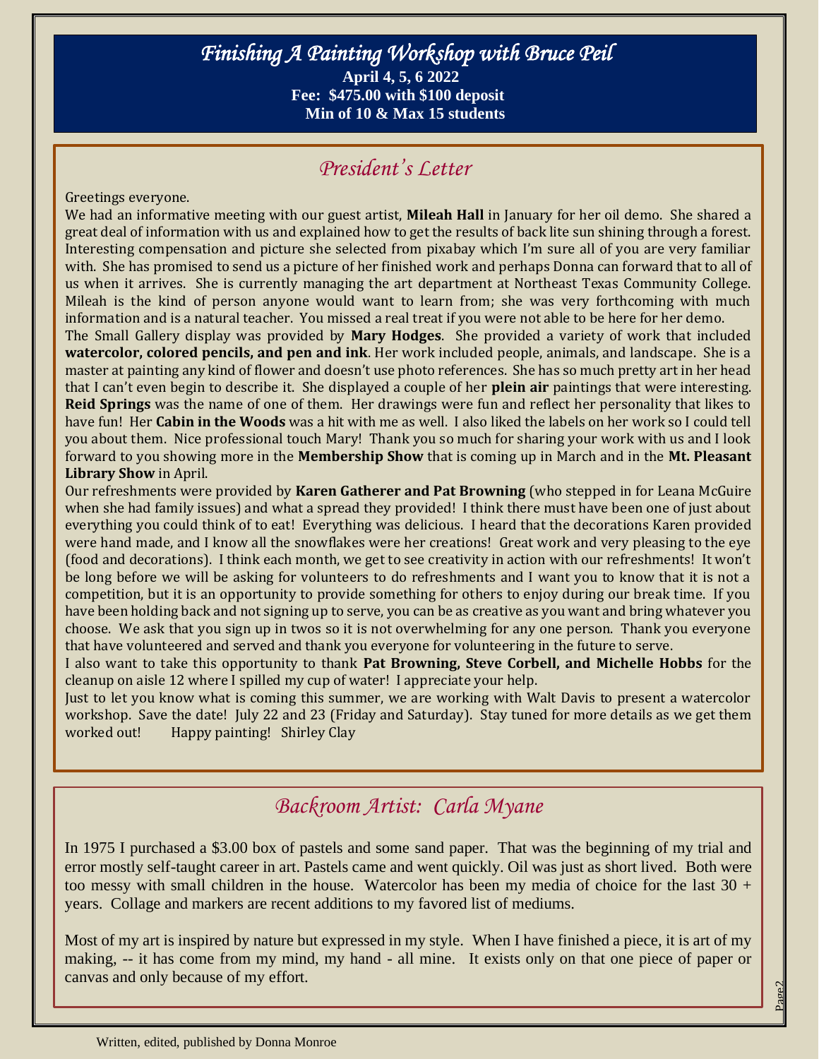## *Finishing A Painting Workshop with Bruce Peil*

**April 4, 5, 6 2022**
**Fee: $475.00 with $100 deposit**
**Min of 10 & Max 15 students**

## *President's Letter*

Greetings everyone.

We had an informative meeting with our guest artist, **Mileah Hall** in January for her oil demo. She shared a great deal of information with us and explained how to get the results of back lite sun shining through a forest. Interesting compensation and picture she selected from pixabay which I'm sure all of you are very familiar with. She has promised to send us a picture of her finished work and perhaps Donna can forward that to all of us when it arrives. She is currently managing the art department at Northeast Texas Community College. Mileah is the kind of person anyone would want to learn from; she was very forthcoming with much information and is a natural teacher. You missed a real treat if you were not able to be here for her demo.

The Small Gallery display was provided by **Mary Hodges**. She provided a variety of work that included **watercolor, colored pencils, and pen and ink**. Her work included people, animals, and landscape. She is a master at painting any kind of flower and doesn't use photo references. She has so much pretty art in her head that I can't even begin to describe it. She displayed a couple of her **plein air** paintings that were interesting. **Reid Springs** was the name of one of them. Her drawings were fun and reflect her personality that likes to have fun! Her **Cabin in the Woods** was a hit with me as well. I also liked the labels on her work so I could tell you about them. Nice professional touch Mary! Thank you so much for sharing your work with us and I look forward to you showing more in the **Membership Show** that is coming up in March and in the **Mt. Pleasant Library Show** in April.

Our refreshments were provided by **Karen Gatherer and Pat Browning** (who stepped in for Leana McGuire when she had family issues) and what a spread they provided! I think there must have been one of just about everything you could think of to eat! Everything was delicious. I heard that the decorations Karen provided were hand made, and I know all the snowflakes were her creations! Great work and very pleasing to the eye (food and decorations). I think each month, we get to see creativity in action with our refreshments! It won't be long before we will be asking for volunteers to do refreshments and I want you to know that it is not a competition, but it is an opportunity to provide something for others to enjoy during our break time. If you have been holding back and not signing up to serve, you can be as creative as you want and bring whatever you choose. We ask that you sign up in twos so it is not overwhelming for any one person. Thank you everyone that have volunteered and served and thank you everyone for volunteering in the future to serve.

I also want to take this opportunity to thank **Pat Browning, Steve Corbell, and Michelle Hobbs** for the cleanup on aisle 12 where I spilled my cup of water! I appreciate your help.

Just to let you know what is coming this summer, we are working with Walt Davis to present a watercolor workshop. Save the date! July 22 and 23 (Friday and Saturday). Stay tuned for more details as we get them worked out! Happy painting! Shirley Clay

## *Backroom Artist: Carla Myane*

In 1975 I purchased a $3.00 box of pastels and some sand paper. That was the beginning of my trial and error mostly self-taught career in art. Pastels came and went quickly. Oil was just as short lived. Both were too messy with small children in the house. Watercolor has been my media of choice for the last 30 + years. Collage and markers are recent additions to my favored list of mediums.

Most of my art is inspired by nature but expressed in my style. When I have finished a piece, it is art of my making, -- it has come from my mind, my hand - all mine. It exists only on that one piece of paper or canvas and only because of my effort.

Written, edited, published by Donna Monroe